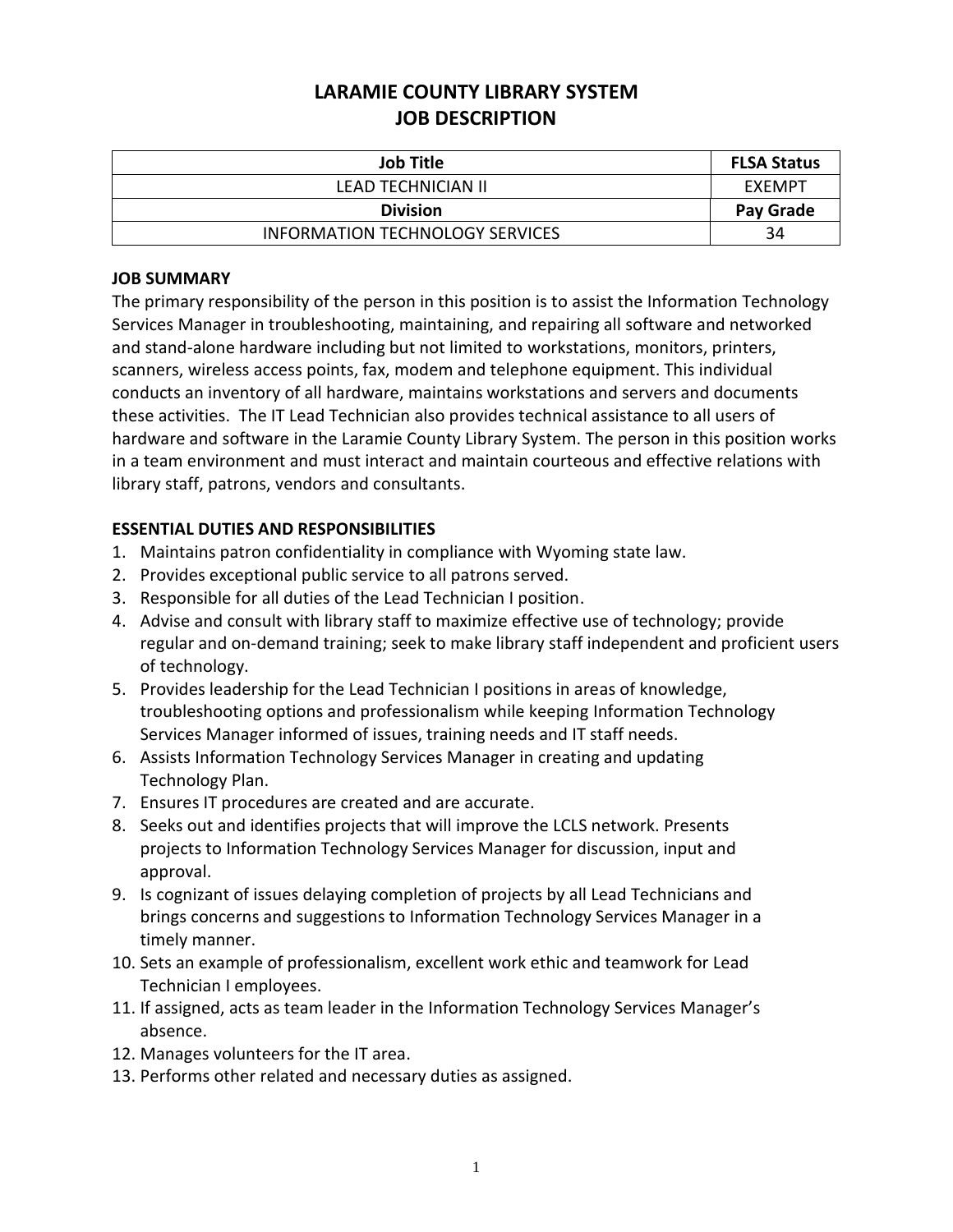# LARAMIE COUNTY LIBRARY SYSTEM
# JOB DESCRIPTION

| Job Title | FLSA Status |
|---|---|
| LEAD TECHNICIAN II | EXEMPT |
| **Division** | **Pay Grade** |
| INFORMATION TECHNOLOGY SERVICES | 34 |

## JOB SUMMARY

The primary responsibility of the person in this position is to assist the Information Technology Services Manager in troubleshooting, maintaining, and repairing all software and networked and stand-alone hardware including but not limited to workstations, monitors, printers, scanners, wireless access points, fax, modem and telephone equipment. This individual conducts an inventory of all hardware, maintains workstations and servers and documents these activities. The IT Lead Technician also provides technical assistance to all users of hardware and software in the Laramie County Library System. The person in this position works in a team environment and must interact and maintain courteous and effective relations with library staff, patrons, vendors and consultants.

## ESSENTIAL DUTIES AND RESPONSIBILITIES

1. Maintains patron confidentiality in compliance with Wyoming state law.
2. Provides exceptional public service to all patrons served.
3. Responsible for all duties of the Lead Technician I position.
4. Advise and consult with library staff to maximize effective use of technology; provide regular and on-demand training; seek to make library staff independent and proficient users of technology.
5. Provides leadership for the Lead Technician I positions in areas of knowledge, troubleshooting options and professionalism while keeping Information Technology Services Manager informed of issues, training needs and IT staff needs.
6. Assists Information Technology Services Manager in creating and updating Technology Plan.
7. Ensures IT procedures are created and are accurate.
8. Seeks out and identifies projects that will improve the LCLS network. Presents projects to Information Technology Services Manager for discussion, input and approval.
9. Is cognizant of issues delaying completion of projects by all Lead Technicians and brings concerns and suggestions to Information Technology Services Manager in a timely manner.
10. Sets an example of professionalism, excellent work ethic and teamwork for Lead Technician I employees.
11. If assigned, acts as team leader in the Information Technology Services Manager's absence.
12. Manages volunteers for the IT area.
13. Performs other related and necessary duties as assigned.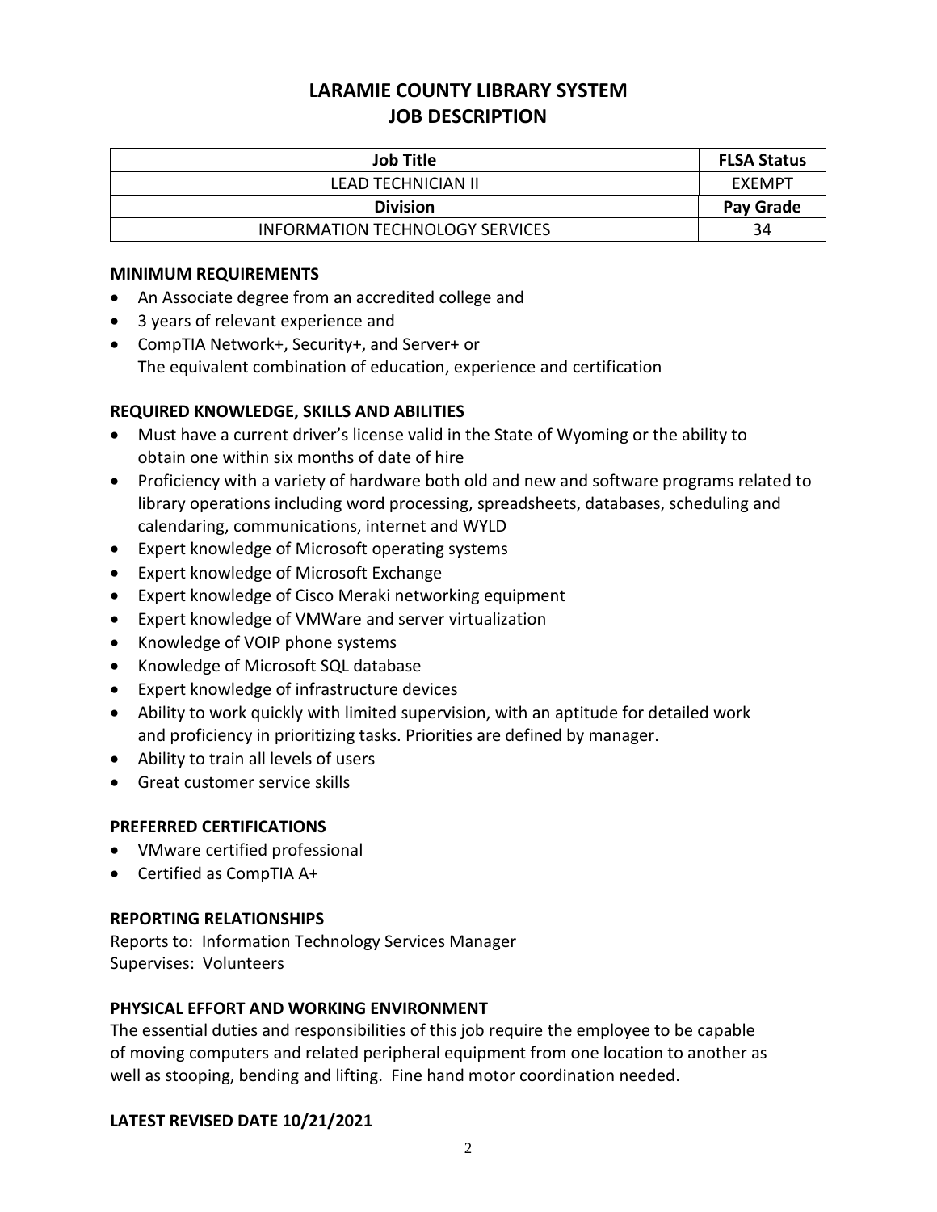# LARAMIE COUNTY LIBRARY SYSTEM
# JOB DESCRIPTION

| Job Title | FLSA Status |
|---|---|
| LEAD TECHNICIAN II | EXEMPT |
| **Division** | **Pay Grade** |
| INFORMATION TECHNOLOGY SERVICES | 34 |

### MINIMUM REQUIREMENTS

- An Associate degree from an accredited college and
- 3 years of relevant experience and
- CompTIA Network+, Security+, and Server+ or
  The equivalent combination of education, experience and certification

### REQUIRED KNOWLEDGE, SKILLS AND ABILITIES

- Must have a current driver's license valid in the State of Wyoming or the ability to obtain one within six months of date of hire
- Proficiency with a variety of hardware both old and new and software programs related to library operations including word processing, spreadsheets, databases, scheduling and calendaring, communications, internet and WYLD
- Expert knowledge of Microsoft operating systems
- Expert knowledge of Microsoft Exchange
- Expert knowledge of Cisco Meraki networking equipment
- Expert knowledge of VMWare and server virtualization
- Knowledge of VOIP phone systems
- Knowledge of Microsoft SQL database
- Expert knowledge of infrastructure devices
- Ability to work quickly with limited supervision, with an aptitude for detailed work and proficiency in prioritizing tasks. Priorities are defined by manager.
- Ability to train all levels of users
- Great customer service skills

### PREFERRED CERTIFICATIONS

- VMware certified professional
- Certified as CompTIA A+

### REPORTING RELATIONSHIPS

Reports to: Information Technology Services Manager
Supervises: Volunteers

### PHYSICAL EFFORT AND WORKING ENVIRONMENT

The essential duties and responsibilities of this job require the employee to be capable of moving computers and related peripheral equipment from one location to another as well as stooping, bending and lifting. Fine hand motor coordination needed.

### LATEST REVISED DATE 10/21/2021